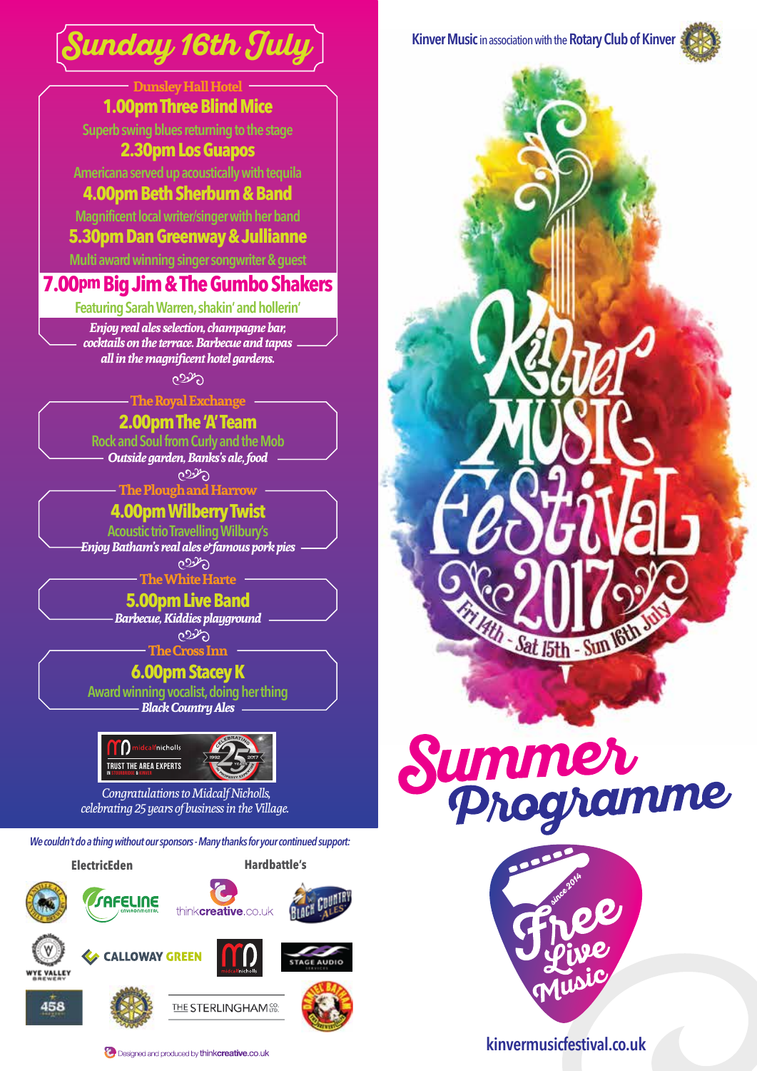# Sunday 16th July

## Dunsley Hall Hotel

**1.00pm Three Blind Mice**
Superb swing blues returning to the stage

**2.30pm Los Guapos**
Americana served up acoustically with tequila

**4.00pm Beth Sherburn & Band**
Magnificent local writer/singer with her band

**5.30pm Dan Greenway & Jullianne**
Multi award winning singer songwriter & guest

**7.00pm Big Jim & The Gumbo Shakers**
Featuring Sarah Warren, shakin' and hollerin'

*Enjoy real ales selection, champagne bar, cocktails on the terrace. Barbecue and tapas all in the magnificent hotel gardens.*

## The Royal Exchange

**2.00pm The 'A' Team**
Rock and Soul from Curly and the Mob
*Outside garden, Banks's ale, food*

## The Plough and Harrow

**4.00pm Wilberry Twist**
Acoustic trio Travelling Wilbury's
*Enjoy Batham's real ales & famous pork pies*

## The White Harte

**5.00pm Live Band**
*Barbecue, Kiddies playground*

## The Cross Inn

**6.00pm Stacey K**
Award winning vocalist, doing her thing
*Black Country Ales*

midcalfnicholls — TRUST THE AREA EXPERTS — Celebrating 25 years 1992–2017

*Congratulations to Midcalf Nicholls, celebrating 25 years of business in the Village.*

*We couldn't do a thing without our sponsors - Many thanks for your continued support:*

ElectricEden, Hardbattle's, Safeline Environmental, thinkcreative.co.uk, Black Country Ales, Wye Valley Brewery, Calloway Green, midcalfnicholls, Stage Audio Services, 458, The Sterlingham Co. Ltd., Daniel Batham

Designed and produced by thinkcreative.co.uk

**Kinver Music** in association with the **Rotary Club of Kinver**

# Kinver Music Festival 2017

Fri 14th - Sat 15th - Sun 16th July

## Summer Programme

Free Live Music — since 2014

kinvermusicfestival.co.uk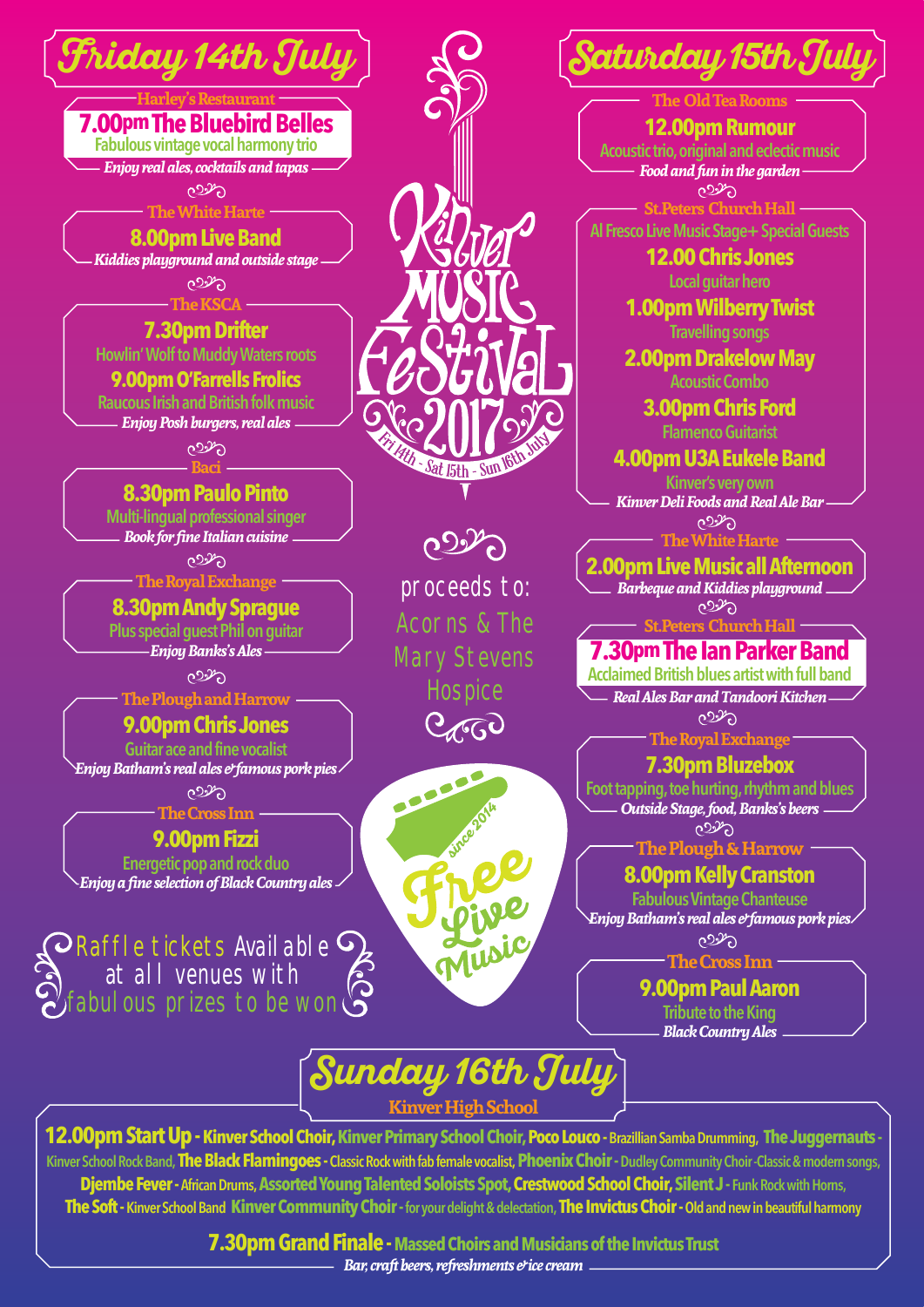# Kinver Music Festival 2017

Fri 14th - Sat 15th - Sun 16th July

## Friday 14th July

**Harley's Restaurant**

**7.00pm The Bluebird Belles**
Fabulous vintage vocal harmony trio
*Enjoy real ales, cocktails and tapas*

**The White Harte**

**8.00pm Live Band**
*Kiddies playground and outside stage*

**The KSCA**

**7.30pm Drifter**
Howlin' Wolf to Muddy Waters roots

**9.00pm O'Farrells Frolics**
Raucous Irish and British folk music
*Enjoy Posh burgers, real ales*

**Baci**

**8.30pm Paulo Pinto**
Multi-lingual professional singer
*Book for fine Italian cuisine*

**The Royal Exchange**

**8.30pm Andy Sprague**
Plus special guest Phil on guitar
*Enjoy Banks's Ales*

**The Plough and Harrow**

**9.00pm Chris Jones**
Guitar ace and fine vocalist
*Enjoy Batham's real ales & famous pork pies*

**The Cross Inn**

**9.00pm Fizzi**
Energetic pop and rock duo
*Enjoy a fine selection of Black Country ales*

Raffle tickets Available at all venues with fabulous prizes to be won

## Saturday 15th July

**The Old Tea Rooms**

**12.00pm Rumour**
Acoustic trio, original and eclectic music
*Food and fun in the garden*

**St.Peters Church Hall**

Al Fresco Live Music Stage+ Special Guests

**12.00 Chris Jones**
Local guitar hero

**1.00pm Wilberry Twist**
Travelling songs

**2.00pm Drakelow May**
Acoustic Combo

**3.00pm Chris Ford**
Flamenco Guitarist

**4.00pm U3A Eukele Band**
Kinver's very own
*Kinver Deli Foods and Real Ale Bar*

**The White Harte**

**2.00pm Live Music all Afternoon**
*Barbeque and Kiddies playground*

**St.Peters Church Hall**

**7.30pm The Ian Parker Band**
Acclaimed British blues artist with full band
*Real Ales Bar and Tandoori Kitchen*

**The Royal Exchange**

**7.30pm Bluzebox**
Foot tapping, toe hurting, rhythm and blues
*Outside Stage, food, Banks's beers*

**The Plough & Harrow**

**8.00pm Kelly Cranston**
Fabulous Vintage Chanteuse
*Enjoy Batham's real ales & famous pork pies*

**The Cross Inn**

**9.00pm Paul Aaron**
Tribute to the King
*Black Country Ales*

proceeds to: Acorns & The Mary Stevens Hospice

Free Live Music since 2014

## Sunday 16th July

**Kinver High School**

**12.00pm Start Up** - Kinver School Choir, Kinver Primary School Choir, Poco Louco - Brazillian Samba Drumming, The Juggernauts - Kinver School Rock Band, The Black Flamingoes - Classic Rock with fab female vocalist, Phoenix Choir - Dudley Community Choir -Classic & modern songs, Djembe Fever - African Drums, Assorted Young Talented Soloists Spot, Crestwood School Choir, Silent J - Funk Rock with Horns, The Soft - Kinver School Band Kinver Community Choir - for your delight & delectation, The Invictus Choir - Old and new in beautiful harmony

**7.30pm Grand Finale** - Massed Choirs and Musicians of the Invictus Trust
*Bar, craft beers, refreshments & ice cream*